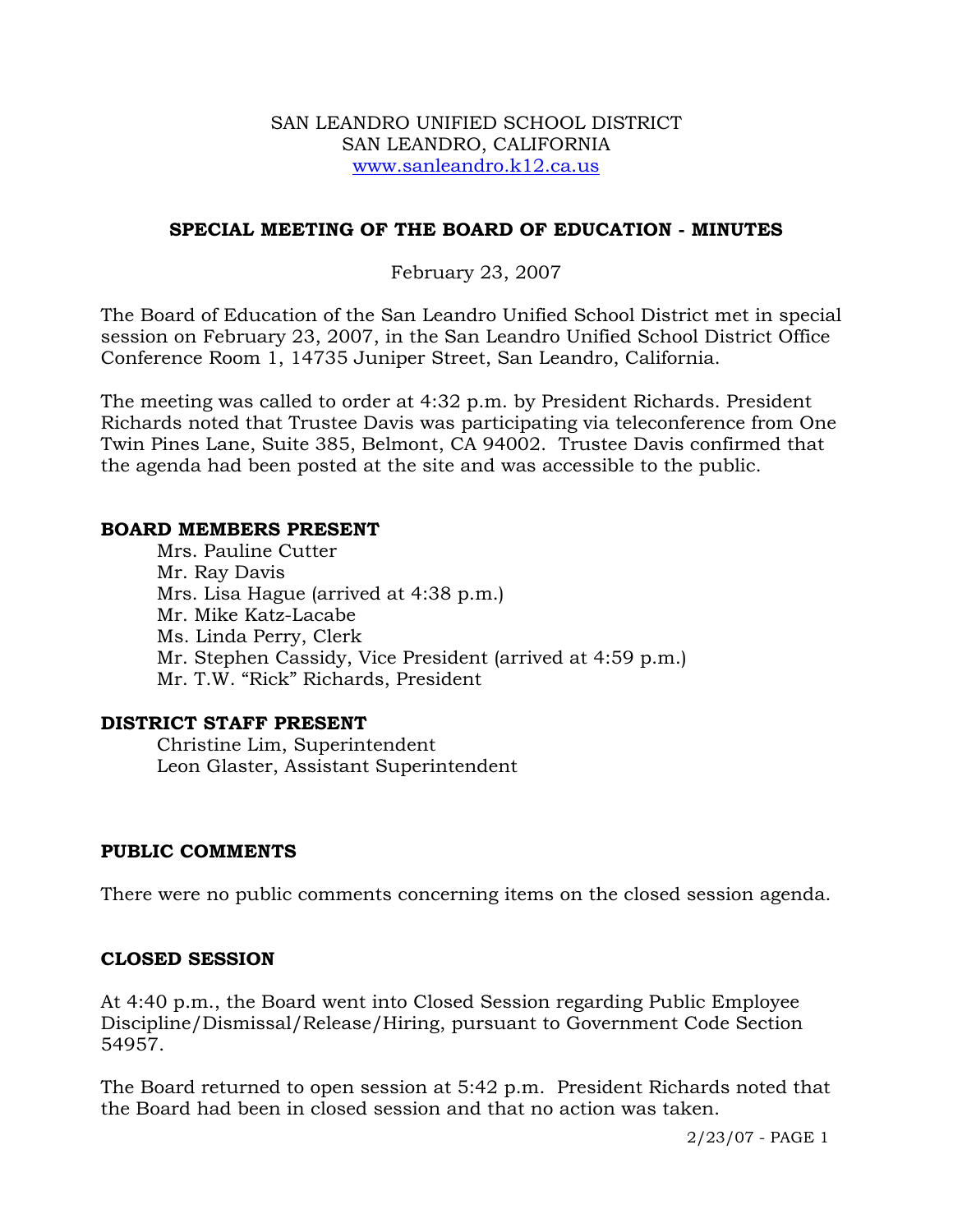SAN LEANDRO UNIFIED SCHOOL DISTRICT
SAN LEANDRO, CALIFORNIA
www.sanleandro.k12.ca.us

## SPECIAL MEETING OF THE BOARD OF EDUCATION - MINUTES

February 23, 2007

The Board of Education of the San Leandro Unified School District met in special session on February 23, 2007, in the San Leandro Unified School District Office Conference Room 1, 14735 Juniper Street, San Leandro, California.

The meeting was called to order at 4:32 p.m. by President Richards. President Richards noted that Trustee Davis was participating via teleconference from One Twin Pines Lane, Suite 385, Belmont, CA 94002. Trustee Davis confirmed that the agenda had been posted at the site and was accessible to the public.

### BOARD MEMBERS PRESENT

Mrs. Pauline Cutter
Mr. Ray Davis
Mrs. Lisa Hague (arrived at 4:38 p.m.)
Mr. Mike Katz-Lacabe
Ms. Linda Perry, Clerk
Mr. Stephen Cassidy, Vice President (arrived at 4:59 p.m.)
Mr. T.W. "Rick" Richards, President

### DISTRICT STAFF PRESENT

Christine Lim, Superintendent
Leon Glaster, Assistant Superintendent

### PUBLIC COMMENTS

There were no public comments concerning items on the closed session agenda.

### CLOSED SESSION

At 4:40 p.m., the Board went into Closed Session regarding Public Employee Discipline/Dismissal/Release/Hiring, pursuant to Government Code Section 54957.

The Board returned to open session at 5:42 p.m. President Richards noted that the Board had been in closed session and that no action was taken.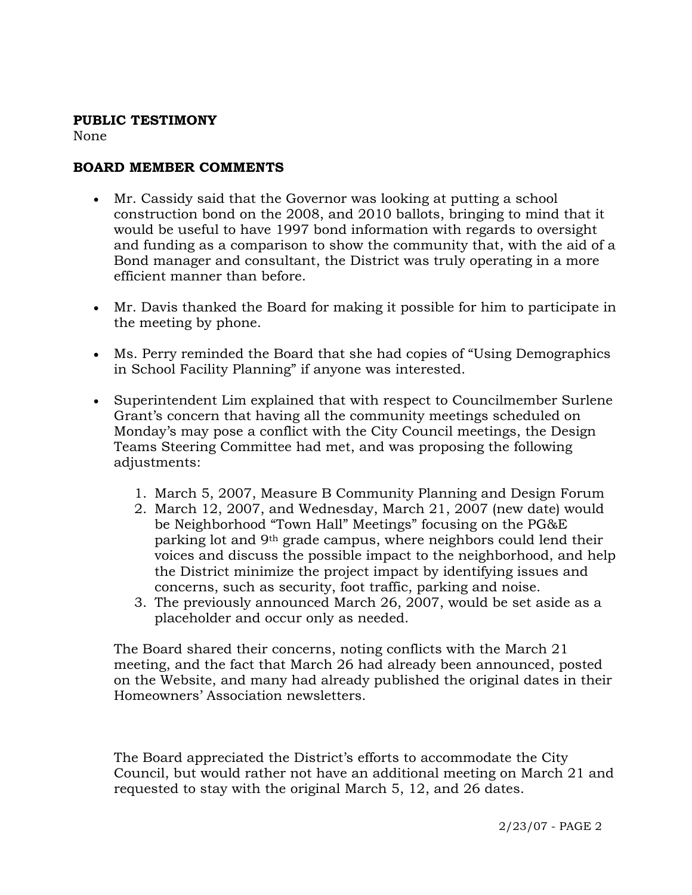**PUBLIC TESTIMONY**

None

**BOARD MEMBER COMMENTS**

- Mr. Cassidy said that the Governor was looking at putting a school construction bond on the 2008, and 2010 ballots, bringing to mind that it would be useful to have 1997 bond information with regards to oversight and funding as a comparison to show the community that, with the aid of a Bond manager and consultant, the District was truly operating in a more efficient manner than before.

- Mr. Davis thanked the Board for making it possible for him to participate in the meeting by phone.

- Ms. Perry reminded the Board that she had copies of "Using Demographics in School Facility Planning" if anyone was interested.

- Superintendent Lim explained that with respect to Councilmember Surlene Grant's concern that having all the community meetings scheduled on Monday's may pose a conflict with the City Council meetings, the Design Teams Steering Committee had met, and was proposing the following adjustments:

    1. March 5, 2007, Measure B Community Planning and Design Forum
    2. March 12, 2007, and Wednesday, March 21, 2007 (new date) would be Neighborhood "Town Hall" Meetings" focusing on the PG&E parking lot and 9th grade campus, where neighbors could lend their voices and discuss the possible impact to the neighborhood, and help the District minimize the project impact by identifying issues and concerns, such as security, foot traffic, parking and noise.
    3. The previously announced March 26, 2007, would be set aside as a placeholder and occur only as needed.

    The Board shared their concerns, noting conflicts with the March 21 meeting, and the fact that March 26 had already been announced, posted on the Website, and many had already published the original dates in their Homeowners' Association newsletters.

    The Board appreciated the District's efforts to accommodate the City Council, but would rather not have an additional meeting on March 21 and requested to stay with the original March 5, 12, and 26 dates.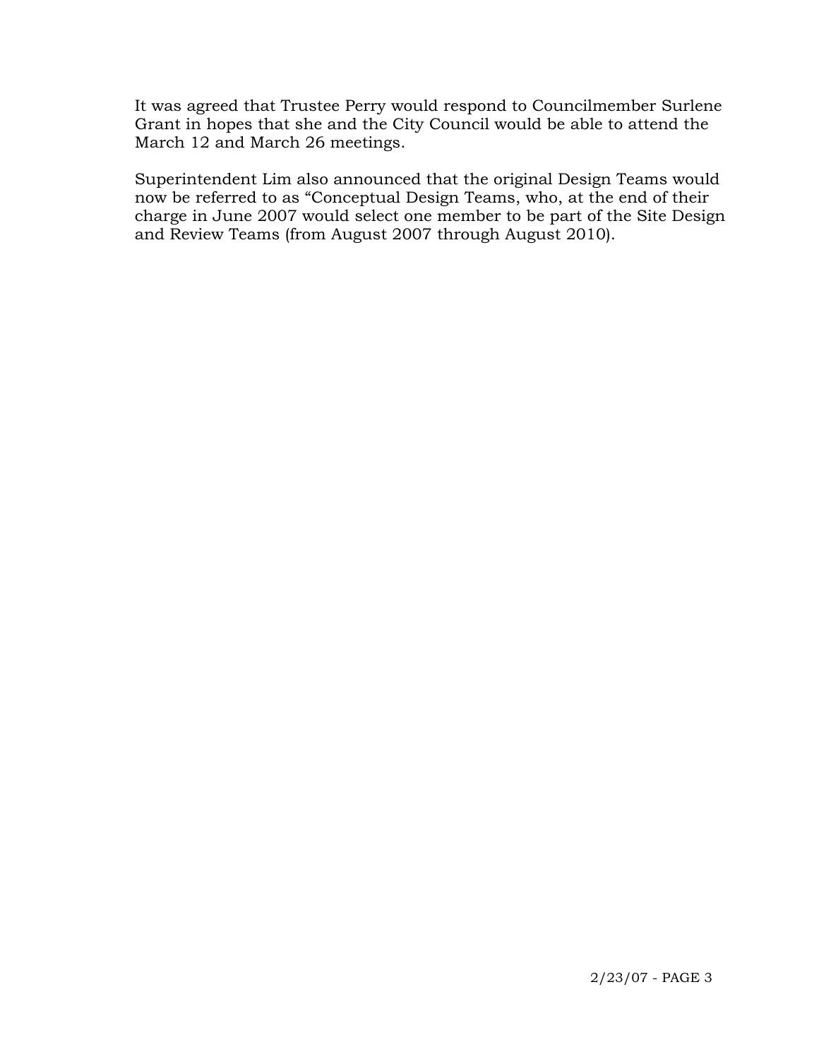It was agreed that Trustee Perry would respond to Councilmember Surlene Grant in hopes that she and the City Council would be able to attend the March 12 and March 26 meetings.

Superintendent Lim also announced that the original Design Teams would now be referred to as "Conceptual Design Teams, who, at the end of their charge in June 2007 would select one member to be part of the Site Design and Review Teams (from August 2007 through August 2010).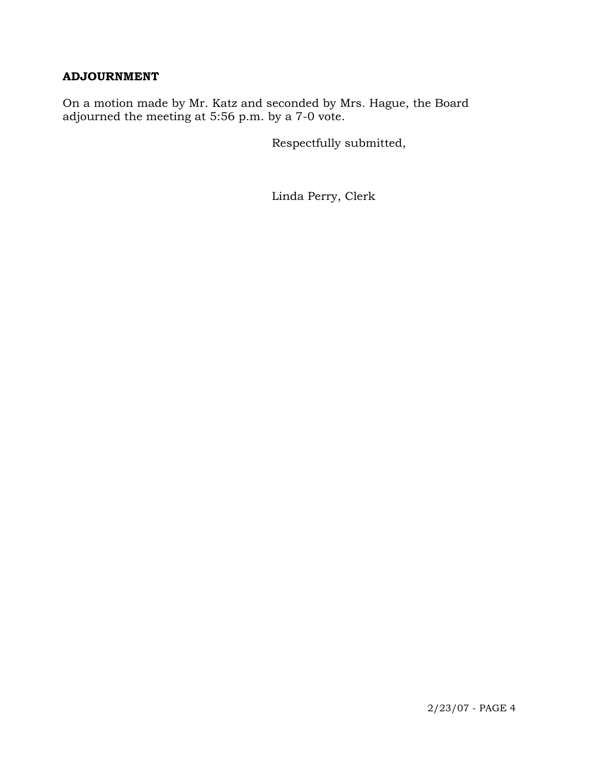**ADJOURNMENT**

On a motion made by Mr. Katz and seconded by Mrs. Hague, the Board adjourned the meeting at 5:56 p.m. by a 7-0 vote.

Respectfully submitted,

Linda Perry, Clerk